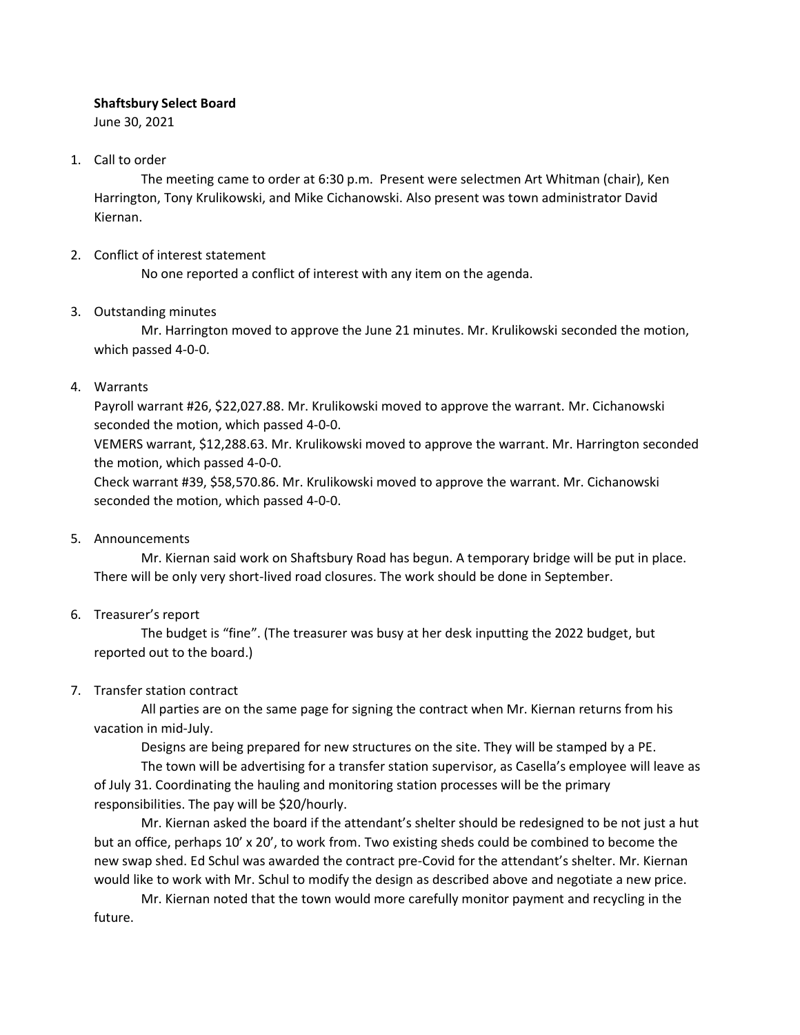**Shaftsbury Select Board**

June 30, 2021

1. Call to order

   The meeting came to order at 6:30 p.m. Present were selectmen Art Whitman (chair), Ken Harrington, Tony Krulikowski, and Mike Cichanowski. Also present was town administrator David Kiernan.

2. Conflict of interest statement

   No one reported a conflict of interest with any item on the agenda.

3. Outstanding minutes

   Mr. Harrington moved to approve the June 21 minutes. Mr. Krulikowski seconded the motion, which passed 4-0-0.

4. Warrants

   Payroll warrant #26, $22,027.88. Mr. Krulikowski moved to approve the warrant. Mr. Cichanowski seconded the motion, which passed 4-0-0.

   VEMERS warrant, $12,288.63. Mr. Krulikowski moved to approve the warrant. Mr. Harrington seconded the motion, which passed 4-0-0.

   Check warrant #39, $58,570.86. Mr. Krulikowski moved to approve the warrant. Mr. Cichanowski seconded the motion, which passed 4-0-0.

5. Announcements

   Mr. Kiernan said work on Shaftsbury Road has begun. A temporary bridge will be put in place. There will be only very short-lived road closures. The work should be done in September.

6. Treasurer's report

   The budget is "fine". (The treasurer was busy at her desk inputting the 2022 budget, but reported out to the board.)

7. Transfer station contract

   All parties are on the same page for signing the contract when Mr. Kiernan returns from his vacation in mid-July.

   Designs are being prepared for new structures on the site. They will be stamped by a PE.

   The town will be advertising for a transfer station supervisor, as Casella's employee will leave as of July 31. Coordinating the hauling and monitoring station processes will be the primary responsibilities. The pay will be $20/hourly.

   Mr. Kiernan asked the board if the attendant's shelter should be redesigned to be not just a hut but an office, perhaps 10' x 20', to work from. Two existing sheds could be combined to become the new swap shed. Ed Schul was awarded the contract pre-Covid for the attendant's shelter. Mr. Kiernan would like to work with Mr. Schul to modify the design as described above and negotiate a new price.

   Mr. Kiernan noted that the town would more carefully monitor payment and recycling in the future.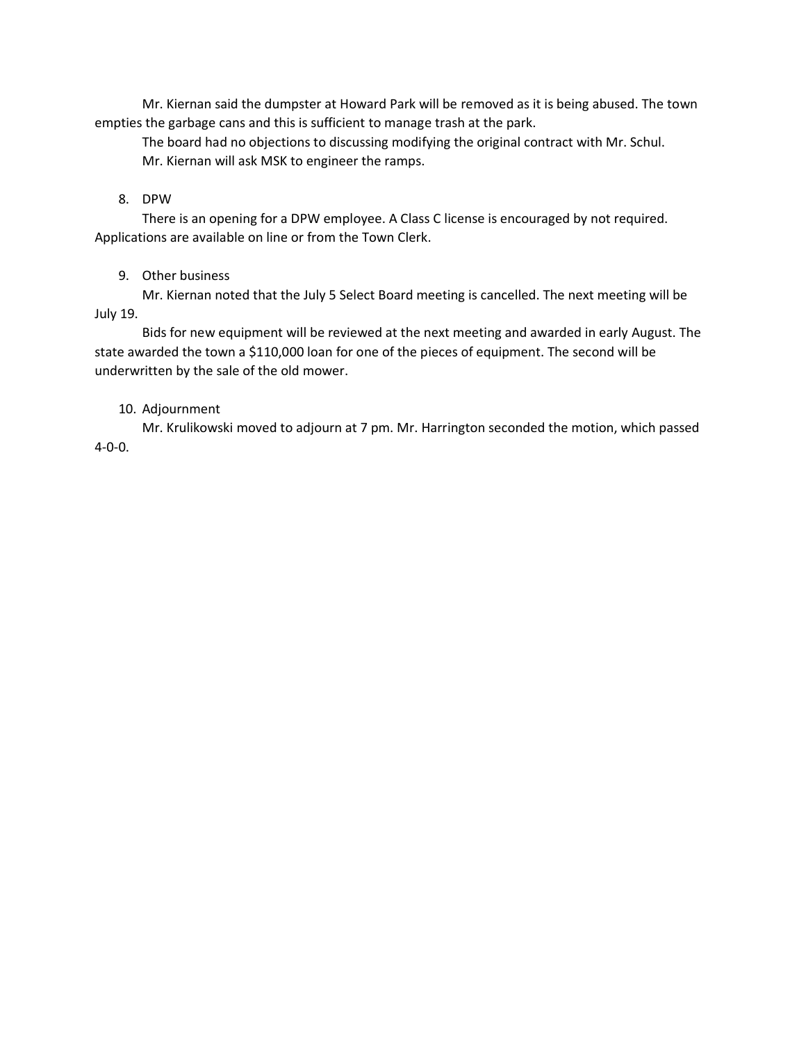Mr. Kiernan said the dumpster at Howard Park will be removed as it is being abused. The town empties the garbage cans and this is sufficient to manage trash at the park.

The board had no objections to discussing modifying the original contract with Mr. Schul.

Mr. Kiernan will ask MSK to engineer the ramps.

8. DPW

There is an opening for a DPW employee. A Class C license is encouraged by not required. Applications are available on line or from the Town Clerk.

9. Other business

Mr. Kiernan noted that the July 5 Select Board meeting is cancelled. The next meeting will be July 19.

Bids for new equipment will be reviewed at the next meeting and awarded in early August. The state awarded the town a $110,000 loan for one of the pieces of equipment. The second will be underwritten by the sale of the old mower.

10. Adjournment

Mr. Krulikowski moved to adjourn at 7 pm. Mr. Harrington seconded the motion, which passed 4-0-0.